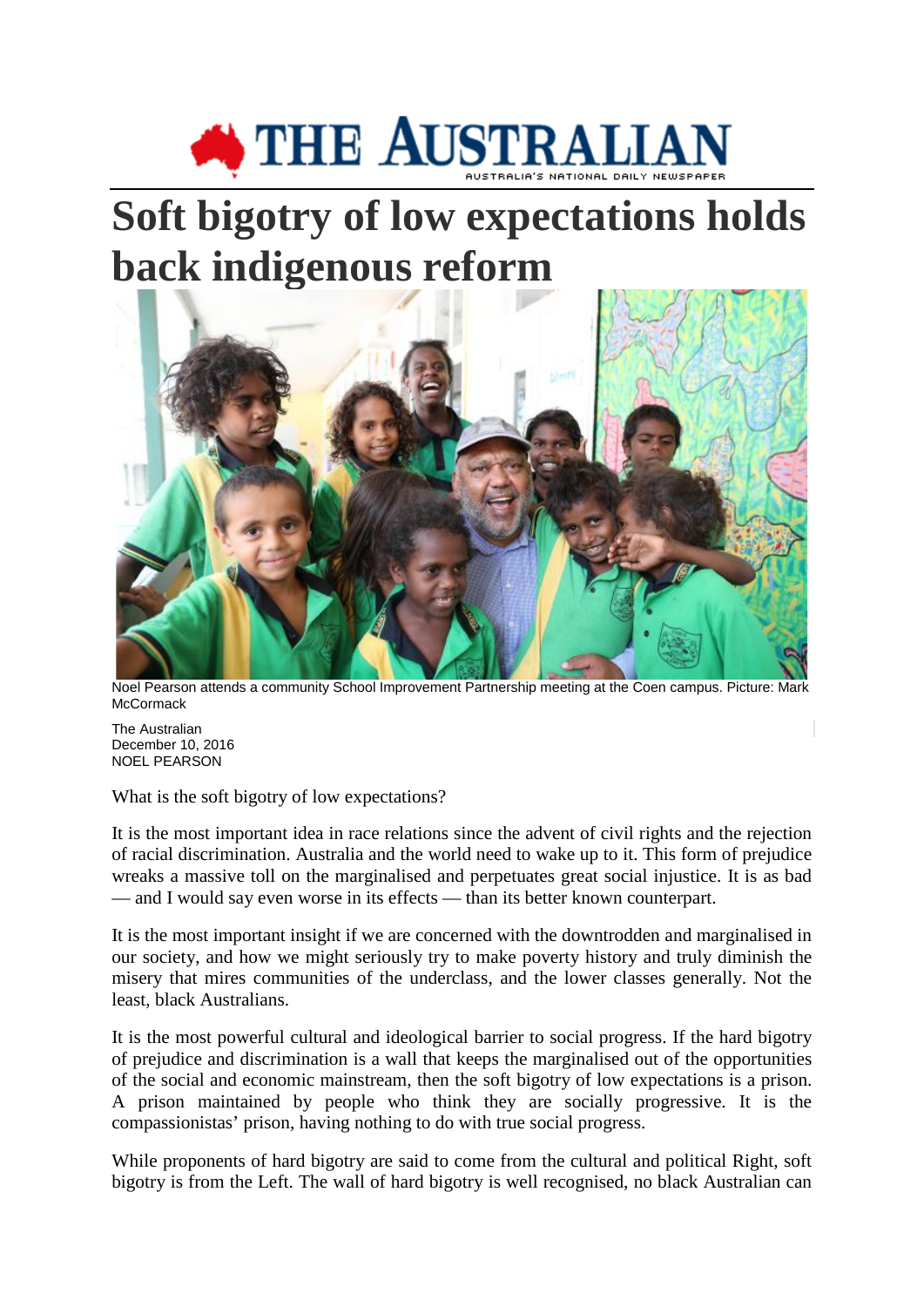# Soft bigotry of low expectations holds back indigenous reform

Noel Pearson attends a community School Improvement Partnership meeting at the Coen campus. Picture: Mark McCormack

The Australian
December 10, 2016
NOEL PEARSON

What is the soft bigotry of low expectations?

It is the most important idea in race relations since the advent of civil rights and the rejection of racial discrimination. Australia and the world need to wake up to it. This form of prejudice wreaks a massive toll on the marginalised and perpetuates great social injustice. It is as bad — and I would say even worse in its effects — than its better known counterpart.

It is the most important insight if we are concerned with the downtrodden and marginalised in our society, and how we might seriously try to make poverty history and truly diminish the misery that mires communities of the underclass, and the lower classes generally. Not the least, black Australians.

It is the most powerful cultural and ideological barrier to social progress. If the hard bigotry of prejudice and discrimination is a wall that keeps the marginalised out of the opportunities of the social and economic mainstream, then the soft bigotry of low expectations is a prison. A prison maintained by people who think they are socially progressive. It is the compassionistas' prison, having nothing to do with true social progress.

While proponents of hard bigotry are said to come from the cultural and political Right, soft bigotry is from the Left. The wall of hard bigotry is well recognised, no black Australian can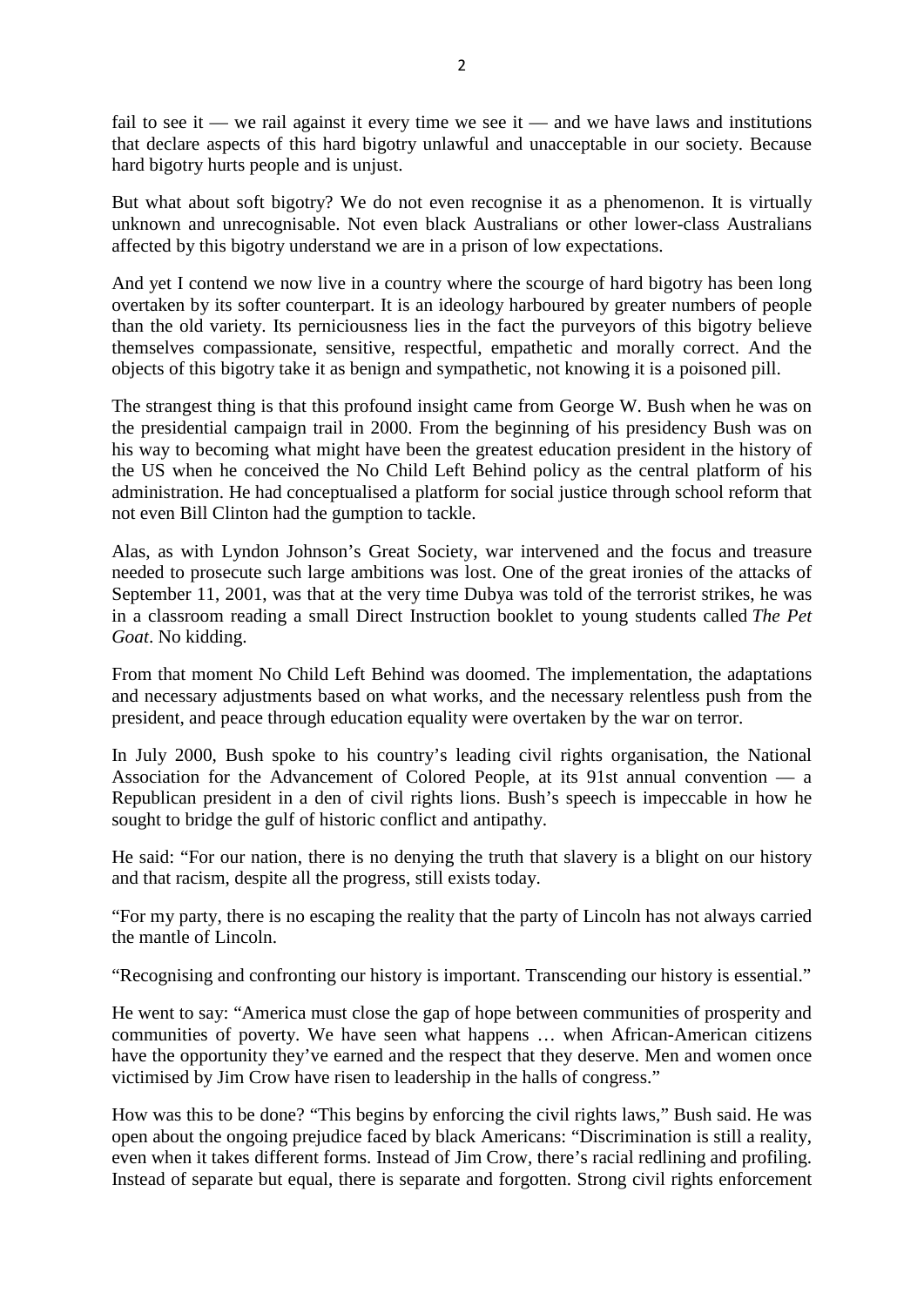fail to see it — we rail against it every time we see it — and we have laws and institutions that declare aspects of this hard bigotry unlawful and unacceptable in our society. Because hard bigotry hurts people and is unjust.

But what about soft bigotry? We do not even recognise it as a phenomenon. It is virtually unknown and unrecognisable. Not even black Australians or other lower-class Australians affected by this bigotry understand we are in a prison of low expectations.

And yet I contend we now live in a country where the scourge of hard bigotry has been long overtaken by its softer counterpart. It is an ideology harboured by greater numbers of people than the old variety. Its perniciousness lies in the fact the purveyors of this bigotry believe themselves compassionate, sensitive, respectful, empathetic and morally correct. And the objects of this bigotry take it as benign and sympathetic, not knowing it is a poisoned pill.

The strangest thing is that this profound insight came from George W. Bush when he was on the presidential campaign trail in 2000. From the beginning of his presidency Bush was on his way to becoming what might have been the greatest education president in the history of the US when he conceived the No Child Left Behind policy as the central platform of his administration. He had conceptualised a platform for social justice through school reform that not even Bill Clinton had the gumption to tackle.

Alas, as with Lyndon Johnson's Great Society, war intervened and the focus and treasure needed to prosecute such large ambitions was lost. One of the great ironies of the attacks of September 11, 2001, was that at the very time Dubya was told of the terrorist strikes, he was in a classroom reading a small Direct Instruction booklet to young students called *The Pet Goat*. No kidding.

From that moment No Child Left Behind was doomed. The implementation, the adaptations and necessary adjustments based on what works, and the necessary relentless push from the president, and peace through education equality were overtaken by the war on terror.

In July 2000, Bush spoke to his country's leading civil rights organisation, the National Association for the Advancement of Colored People, at its 91st annual convention — a Republican president in a den of civil rights lions. Bush's speech is impeccable in how he sought to bridge the gulf of historic conflict and antipathy.

He said: "For our nation, there is no denying the truth that slavery is a blight on our history and that racism, despite all the progress, still exists today.

"For my party, there is no escaping the reality that the party of Lincoln has not always carried the mantle of Lincoln.

"Recognising and confronting our history is important. Transcending our history is essential."

He went to say: "America must close the gap of hope between communities of prosperity and communities of poverty. We have seen what happens … when African-American citizens have the opportunity they've earned and the respect that they deserve. Men and women once victimised by Jim Crow have risen to leadership in the halls of congress."

How was this to be done? "This begins by enforcing the civil rights laws," Bush said. He was open about the ongoing prejudice faced by black Americans: "Discrimination is still a reality, even when it takes different forms. Instead of Jim Crow, there's racial redlining and profiling. Instead of separate but equal, there is separate and forgotten. Strong civil rights enforcement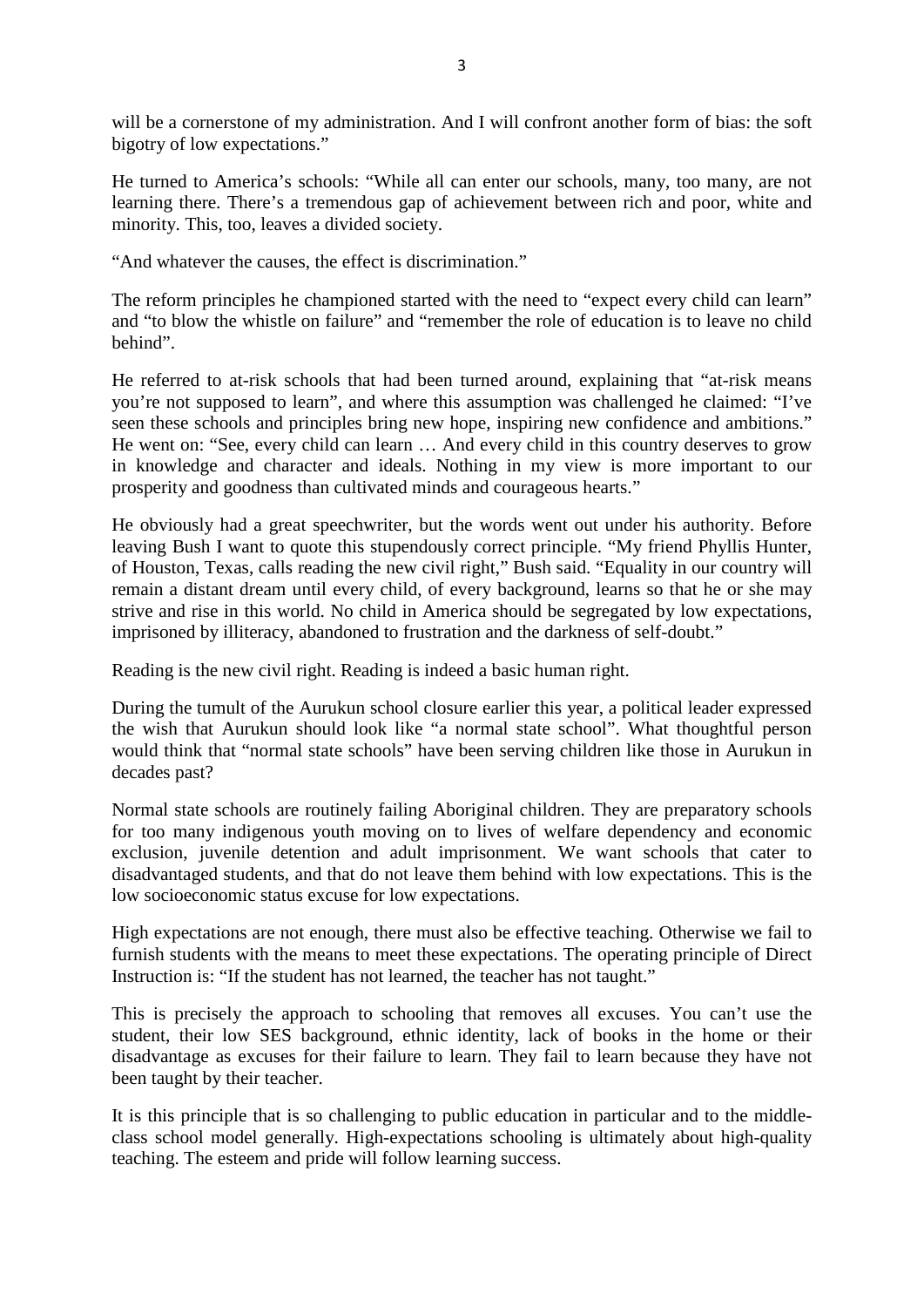will be a cornerstone of my administration. And I will confront another form of bias: the soft bigotry of low expectations."

He turned to America's schools: "While all can enter our schools, many, too many, are not learning there. There's a tremendous gap of achievement between rich and poor, white and minority. This, too, leaves a divided society.

"And whatever the causes, the effect is discrimination."

The reform principles he championed started with the need to "expect every child can learn" and "to blow the whistle on failure" and "remember the role of education is to leave no child behind".

He referred to at-risk schools that had been turned around, explaining that "at-risk means you're not supposed to learn", and where this assumption was challenged he claimed: "I've seen these schools and principles bring new hope, inspiring new confidence and ambitions." He went on: "See, every child can learn … And every child in this country deserves to grow in knowledge and character and ideals. Nothing in my view is more important to our prosperity and goodness than cultivated minds and courageous hearts."

He obviously had a great speechwriter, but the words went out under his authority. Before leaving Bush I want to quote this stupendously correct principle. "My friend Phyllis Hunter, of Houston, Texas, calls reading the new civil right," Bush said. "Equality in our country will remain a distant dream until every child, of every background, learns so that he or she may strive and rise in this world. No child in America should be segregated by low expectations, imprisoned by illiteracy, abandoned to frustration and the darkness of self-doubt."

Reading is the new civil right. Reading is indeed a basic human right.

During the tumult of the Aurukun school closure earlier this year, a political leader expressed the wish that Aurukun should look like "a normal state school". What thoughtful person would think that "normal state schools" have been serving children like those in Aurukun in decades past?

Normal state schools are routinely failing Aboriginal children. They are preparatory schools for too many indigenous youth moving on to lives of welfare dependency and economic exclusion, juvenile detention and adult imprisonment. We want schools that cater to disadvantaged students, and that do not leave them behind with low expectations. This is the low socioeconomic status excuse for low expectations.

High expectations are not enough, there must also be effective teaching. Otherwise we fail to furnish students with the means to meet these expectations. The operating principle of Direct Instruction is: "If the student has not learned, the teacher has not taught."

This is precisely the approach to schooling that removes all excuses. You can't use the student, their low SES background, ethnic identity, lack of books in the home or their disadvantage as excuses for their failure to learn. They fail to learn because they have not been taught by their teacher.

It is this principle that is so challenging to public education in particular and to the middle-class school model generally. High-expectations schooling is ultimately about high-quality teaching. The esteem and pride will follow learning success.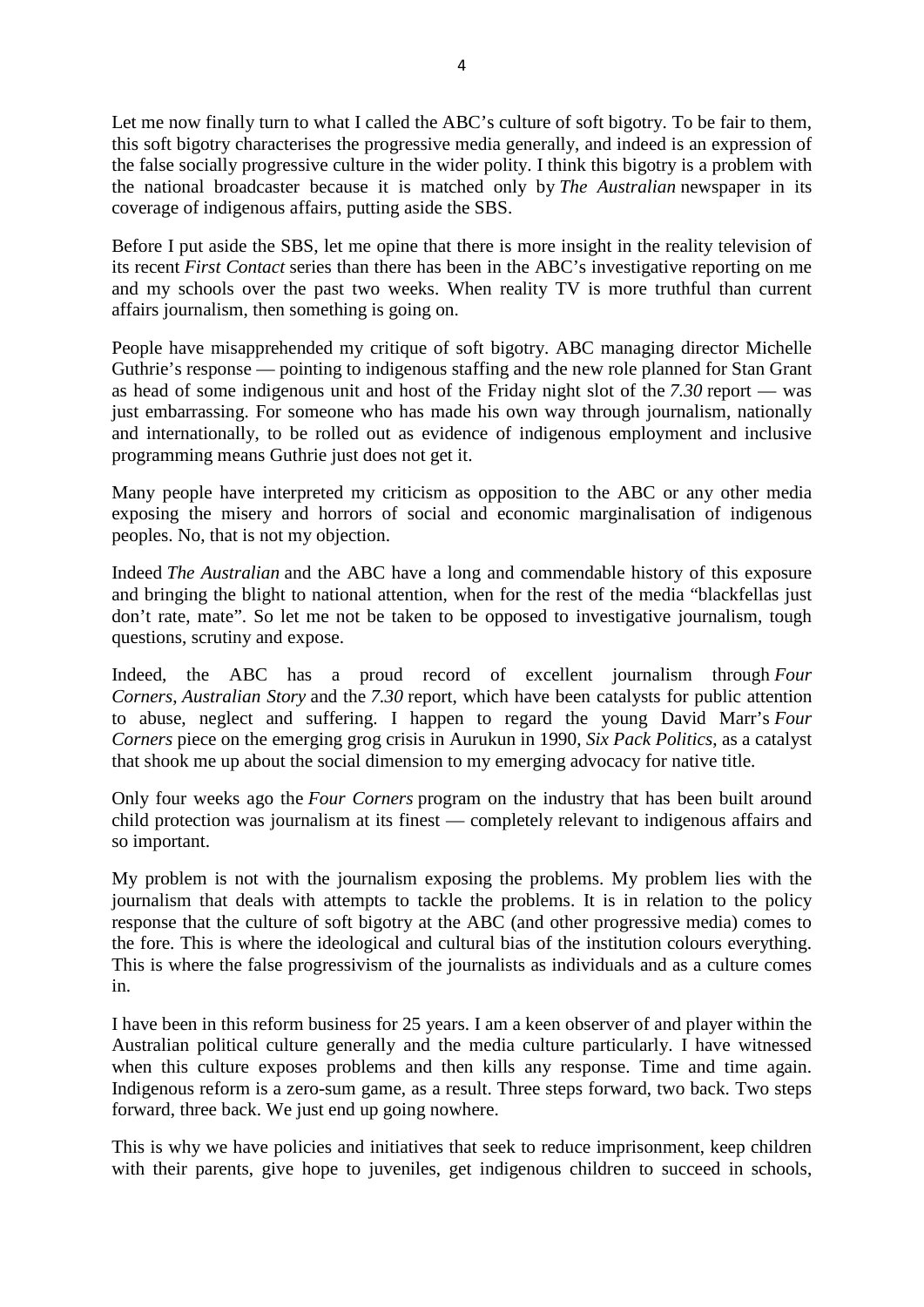Let me now finally turn to what I called the ABC's culture of soft bigotry. To be fair to them, this soft bigotry characterises the progressive media generally, and indeed is an expression of the false socially progressive culture in the wider polity. I think this bigotry is a problem with the national broadcaster because it is matched only by *The Australian* newspaper in its coverage of indigenous affairs, putting aside the SBS.

Before I put aside the SBS, let me opine that there is more insight in the reality television of its recent *First Contact* series than there has been in the ABC's investigative reporting on me and my schools over the past two weeks. When reality TV is more truthful than current affairs journalism, then something is going on.

People have misapprehended my critique of soft bigotry. ABC managing director Michelle Guthrie's response — pointing to indigenous staffing and the new role planned for Stan Grant as head of some indigenous unit and host of the Friday night slot of the *7.30* report — was just embarrassing. For someone who has made his own way through journalism, nationally and internationally, to be rolled out as evidence of indigenous employment and inclusive programming means Guthrie just does not get it.

Many people have interpreted my criticism as opposition to the ABC or any other media exposing the misery and horrors of social and economic marginalisation of indigenous peoples. No, that is not my objection.

Indeed *The Australian* and the ABC have a long and commendable history of this exposure and bringing the blight to national attention, when for the rest of the media "blackfellas just don't rate, mate". So let me not be taken to be opposed to investigative journalism, tough questions, scrutiny and expose.

Indeed, the ABC has a proud record of excellent journalism through *Four Corners*, *Australian Story* and the *7.30* report, which have been catalysts for public attention to abuse, neglect and suffering. I happen to regard the young David Marr's *Four Corners* piece on the emerging grog crisis in Aurukun in 1990, *Six Pack Politics*, as a catalyst that shook me up about the social dimension to my emerging advocacy for native title.

Only four weeks ago the *Four Corners* program on the industry that has been built around child protection was journalism at its finest — completely relevant to indigenous affairs and so important.

My problem is not with the journalism exposing the problems. My problem lies with the journalism that deals with attempts to tackle the problems. It is in relation to the policy response that the culture of soft bigotry at the ABC (and other progressive media) comes to the fore. This is where the ideological and cultural bias of the institution colours everything. This is where the false progressivism of the journalists as individuals and as a culture comes in.

I have been in this reform business for 25 years. I am a keen observer of and player within the Australian political culture generally and the media culture particularly. I have witnessed when this culture exposes problems and then kills any response. Time and time again. Indigenous reform is a zero-sum game, as a result. Three steps forward, two back. Two steps forward, three back. We just end up going nowhere.

This is why we have policies and initiatives that seek to reduce imprisonment, keep children with their parents, give hope to juveniles, get indigenous children to succeed in schools,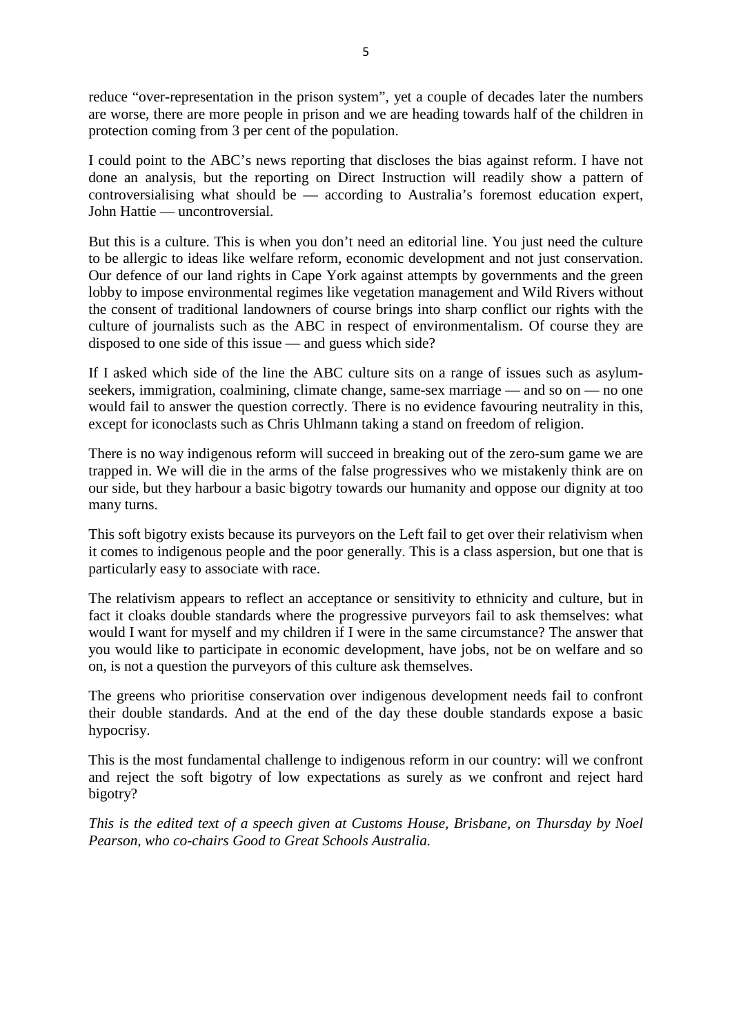reduce "over-representation in the prison system", yet a couple of decades later the numbers are worse, there are more people in prison and we are heading towards half of the children in protection coming from 3 per cent of the population.

I could point to the ABC's news reporting that discloses the bias against reform. I have not done an analysis, but the reporting on Direct Instruction will readily show a pattern of controversialising what should be — according to Australia's foremost education expert, John Hattie — uncontroversial.

But this is a culture. This is when you don't need an editorial line. You just need the culture to be allergic to ideas like welfare reform, economic development and not just conservation. Our defence of our land rights in Cape York against attempts by governments and the green lobby to impose environmental regimes like vegetation management and Wild Rivers without the consent of traditional landowners of course brings into sharp conflict our rights with the culture of journalists such as the ABC in respect of environmentalism. Of course they are disposed to one side of this issue — and guess which side?

If I asked which side of the line the ABC culture sits on a range of issues such as asylum-seekers, immigration, coalmining, climate change, same-sex marriage — and so on — no one would fail to answer the question correctly. There is no evidence favouring neutrality in this, except for iconoclasts such as Chris Uhlmann taking a stand on freedom of religion.

There is no way indigenous reform will succeed in breaking out of the zero-sum game we are trapped in. We will die in the arms of the false progressives who we mistakenly think are on our side, but they harbour a basic bigotry towards our humanity and oppose our dignity at too many turns.

This soft bigotry exists because its purveyors on the Left fail to get over their relativism when it comes to indigenous people and the poor generally. This is a class aspersion, but one that is particularly easy to associate with race.

The relativism appears to reflect an acceptance or sensitivity to ethnicity and culture, but in fact it cloaks double standards where the progressive purveyors fail to ask themselves: what would I want for myself and my children if I were in the same circumstance? The answer that you would like to participate in economic development, have jobs, not be on welfare and so on, is not a question the purveyors of this culture ask themselves.

The greens who prioritise conservation over indigenous development needs fail to confront their double standards. And at the end of the day these double standards expose a basic hypocrisy.

This is the most fundamental challenge to indigenous reform in our country: will we confront and reject the soft bigotry of low expectations as surely as we confront and reject hard bigotry?

*This is the edited text of a speech given at Customs House, Brisbane, on Thursday by Noel Pearson, who co-chairs Good to Great Schools Australia.*